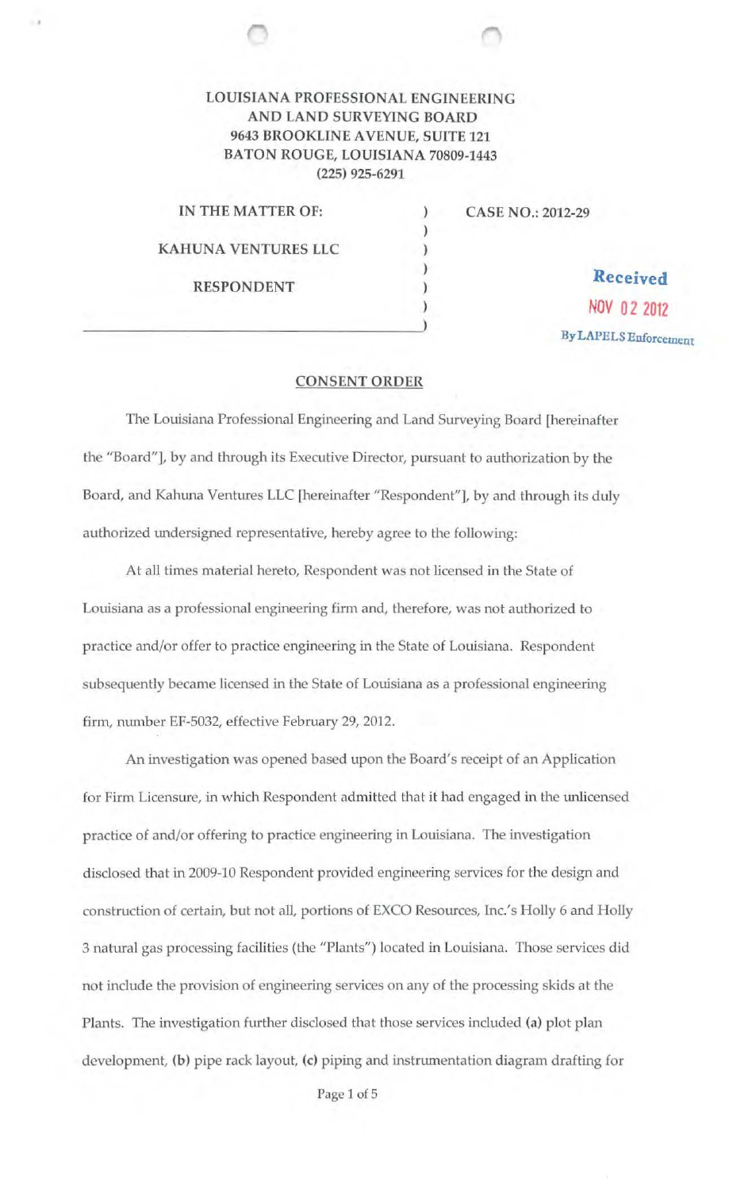**LOUISIANA PROFESSIONAL ENGINEERING AND LAND SURVEYING BOARD**
**9643 BROOKLINE AVENUE, SUITE 121**
**BATON ROUGE, LOUISIANA 70809-1443**
**(225) 925-6291**

IN THE MATTER OF:

KAHUNA VENTURES LLC

RESPONDENT

CASE NO.: 2012-29

Received
NOV 02 2012
By LAPELS Enforcement

## CONSENT ORDER

The Louisiana Professional Engineering and Land Surveying Board [hereinafter the "Board"], by and through its Executive Director, pursuant to authorization by the Board, and Kahuna Ventures LLC [hereinafter "Respondent"], by and through its duly authorized undersigned representative, hereby agree to the following:

At all times material hereto, Respondent was not licensed in the State of Louisiana as a professional engineering firm and, therefore, was not authorized to practice and/or offer to practice engineering in the State of Louisiana. Respondent subsequently became licensed in the State of Louisiana as a professional engineering firm, number EF-5032, effective February 29, 2012.

An investigation was opened based upon the Board's receipt of an Application for Firm Licensure, in which Respondent admitted that it had engaged in the unlicensed practice of and/or offering to practice engineering in Louisiana. The investigation disclosed that in 2009-10 Respondent provided engineering services for the design and construction of certain, but not all, portions of EXCO Resources, Inc.'s Holly 6 and Holly 3 natural gas processing facilities (the "Plants") located in Louisiana. Those services did not include the provision of engineering services on any of the processing skids at the Plants. The investigation further disclosed that those services included **(a)** plot plan development, **(b)** pipe rack layout, **(c)** piping and instrumentation diagram drafting for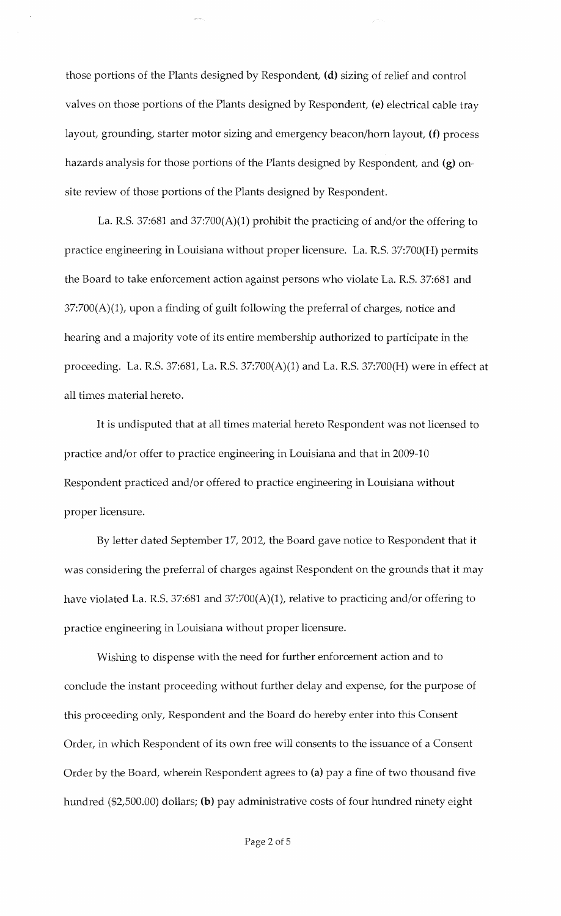those portions of the Plants designed by Respondent, **(d)** sizing of relief and control valves on those portions of the Plants designed by Respondent, **(e)** electrical cable tray layout, grounding, starter motor sizing and emergency beacon/horn layout, **(f)** process hazards analysis for those portions of the Plants designed by Respondent, and **(g)** on-site review of those portions of the Plants designed by Respondent.

La. R.S. 37:681 and 37:700(A)(1) prohibit the practicing of and/or the offering to practice engineering in Louisiana without proper licensure. La. R.S. 37:700(H) permits the Board to take enforcement action against persons who violate La. R.S. 37:681 and 37:700(A)(1), upon a finding of guilt following the preferral of charges, notice and hearing and a majority vote of its entire membership authorized to participate in the proceeding. La. R.S. 37:681, La. R.S. 37:700(A)(1) and La. R.S. 37:700(H) were in effect at all times material hereto.

It is undisputed that at all times material hereto Respondent was not licensed to practice and/or offer to practice engineering in Louisiana and that in 2009-10 Respondent practiced and/or offered to practice engineering in Louisiana without proper licensure.

By letter dated September 17, 2012, the Board gave notice to Respondent that it was considering the preferral of charges against Respondent on the grounds that it may have violated La. R.S. 37:681 and 37:700(A)(1), relative to practicing and/or offering to practice engineering in Louisiana without proper licensure.

Wishing to dispense with the need for further enforcement action and to conclude the instant proceeding without further delay and expense, for the purpose of this proceeding only, Respondent and the Board do hereby enter into this Consent Order, in which Respondent of its own free will consents to the issuance of a Consent Order by the Board, wherein Respondent agrees to **(a)** pay a fine of two thousand five hundred ($2,500.00) dollars; **(b)** pay administrative costs of four hundred ninety eight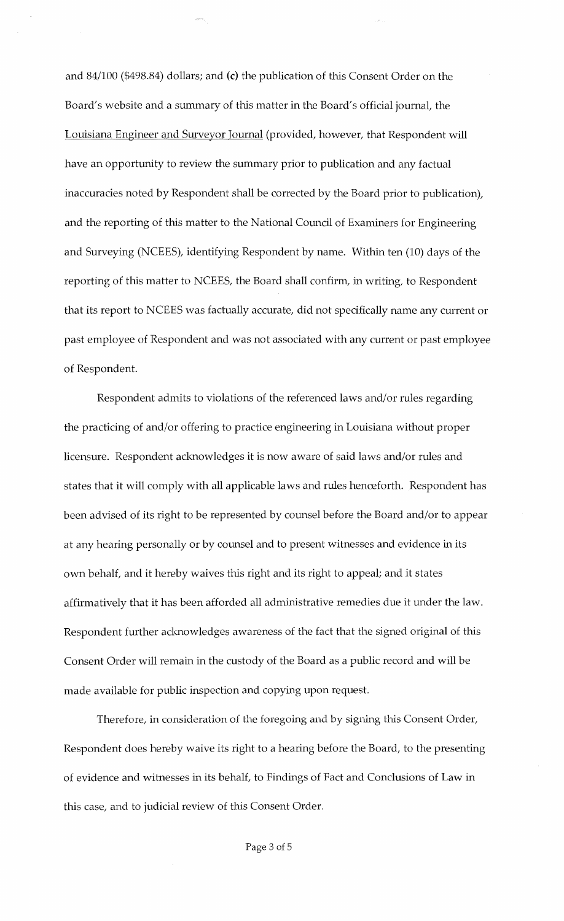and 84/100 ($498.84) dollars; and **(c)** the publication of this Consent Order on the Board's website and a summary of this matter in the Board's official journal, the Louisiana Engineer and Surveyor Journal (provided, however, that Respondent will have an opportunity to review the summary prior to publication and any factual inaccuracies noted by Respondent shall be corrected by the Board prior to publication), and the reporting of this matter to the National Council of Examiners for Engineering and Surveying (NCEES), identifying Respondent by name. Within ten (10) days of the reporting of this matter to NCEES, the Board shall confirm, in writing, to Respondent that its report to NCEES was factually accurate, did not specifically name any current or past employee of Respondent and was not associated with any current or past employee of Respondent.

Respondent admits to violations of the referenced laws and/or rules regarding the practicing of and/or offering to practice engineering in Louisiana without proper licensure. Respondent acknowledges it is now aware of said laws and/or rules and states that it will comply with all applicable laws and rules henceforth. Respondent has been advised of its right to be represented by counsel before the Board and/or to appear at any hearing personally or by counsel and to present witnesses and evidence in its own behalf, and it hereby waives this right and its right to appeal; and it states affirmatively that it has been afforded all administrative remedies due it under the law. Respondent further acknowledges awareness of the fact that the signed original of this Consent Order will remain in the custody of the Board as a public record and will be made available for public inspection and copying upon request.

Therefore, in consideration of the foregoing and by signing this Consent Order, Respondent does hereby waive its right to a hearing before the Board, to the presenting of evidence and witnesses in its behalf, to Findings of Fact and Conclusions of Law in this case, and to judicial review of this Consent Order.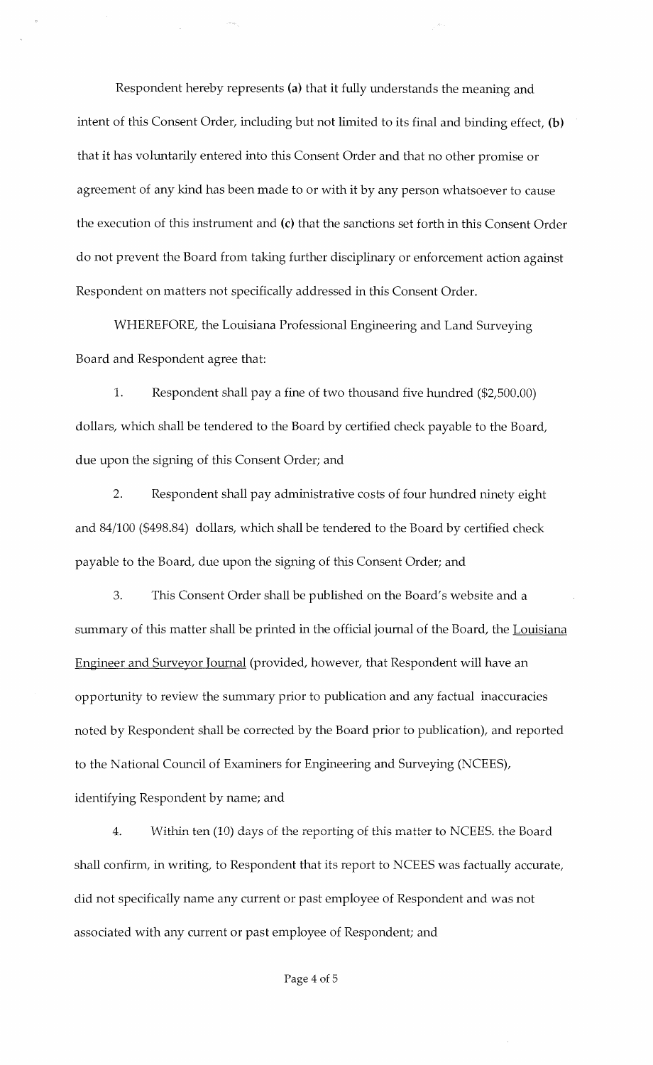Respondent hereby represents **(a)** that it fully understands the meaning and intent of this Consent Order, including but not limited to its final and binding effect, **(b)** that it has voluntarily entered into this Consent Order and that no other promise or agreement of any kind has been made to or with it by any person whatsoever to cause the execution of this instrument and **(c)** that the sanctions set forth in this Consent Order do not prevent the Board from taking further disciplinary or enforcement action against Respondent on matters not specifically addressed in this Consent Order.

WHEREFORE, the Louisiana Professional Engineering and Land Surveying Board and Respondent agree that:

1. Respondent shall pay a fine of two thousand five hundred ($2,500.00) dollars, which shall be tendered to the Board by certified check payable to the Board, due upon the signing of this Consent Order; and

2. Respondent shall pay administrative costs of four hundred ninety eight and 84/100 ($498.84) dollars, which shall be tendered to the Board by certified check payable to the Board, due upon the signing of this Consent Order; and

3. This Consent Order shall be published on the Board's website and a summary of this matter shall be printed in the official journal of the Board, the Louisiana Engineer and Surveyor Journal (provided, however, that Respondent will have an opportunity to review the summary prior to publication and any factual inaccuracies noted by Respondent shall be corrected by the Board prior to publication), and reported to the National Council of Examiners for Engineering and Surveying (NCEES), identifying Respondent by name; and

4. Within ten (10) days of the reporting of this matter to NCEES. the Board shall confirm, in writing, to Respondent that its report to NCEES was factually accurate, did not specifically name any current or past employee of Respondent and was not associated with any current or past employee of Respondent; and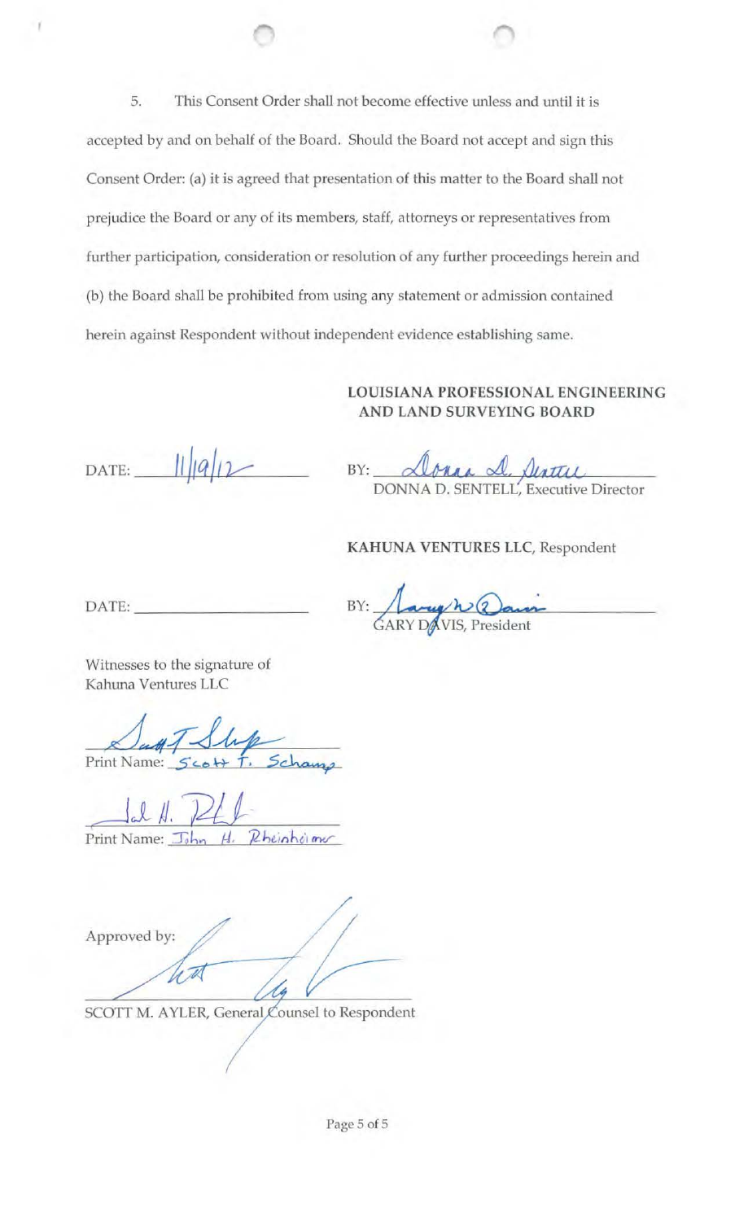5. This Consent Order shall not become effective unless and until it is accepted by and on behalf of the Board. Should the Board not accept and sign this Consent Order: (a) it is agreed that presentation of this matter to the Board shall not prejudice the Board or any of its members, staff, attorneys or representatives from further participation, consideration or resolution of any further proceedings herein and (b) the Board shall be prohibited from using any statement or admission contained herein against Respondent without independent evidence establishing same.

**LOUISIANA PROFESSIONAL ENGINEERING AND LAND SURVEYING BOARD**

DATE: 11/19/12

BY: Donna D. Sentell
DONNA D. SENTELL, Executive Director

**KAHUNA VENTURES LLC**, Respondent

DATE: ____________________

BY: Gary W. Davis
GARY DAVIS, President

Witnesses to the signature of Kahuna Ventures LLC

Scott T. Schamp
Print Name: Scott T. Schamp

John H. Rheinheimer
Print Name: John H. Rheinheimer

Approved by:

SCOTT M. AYLER, General Counsel to Respondent